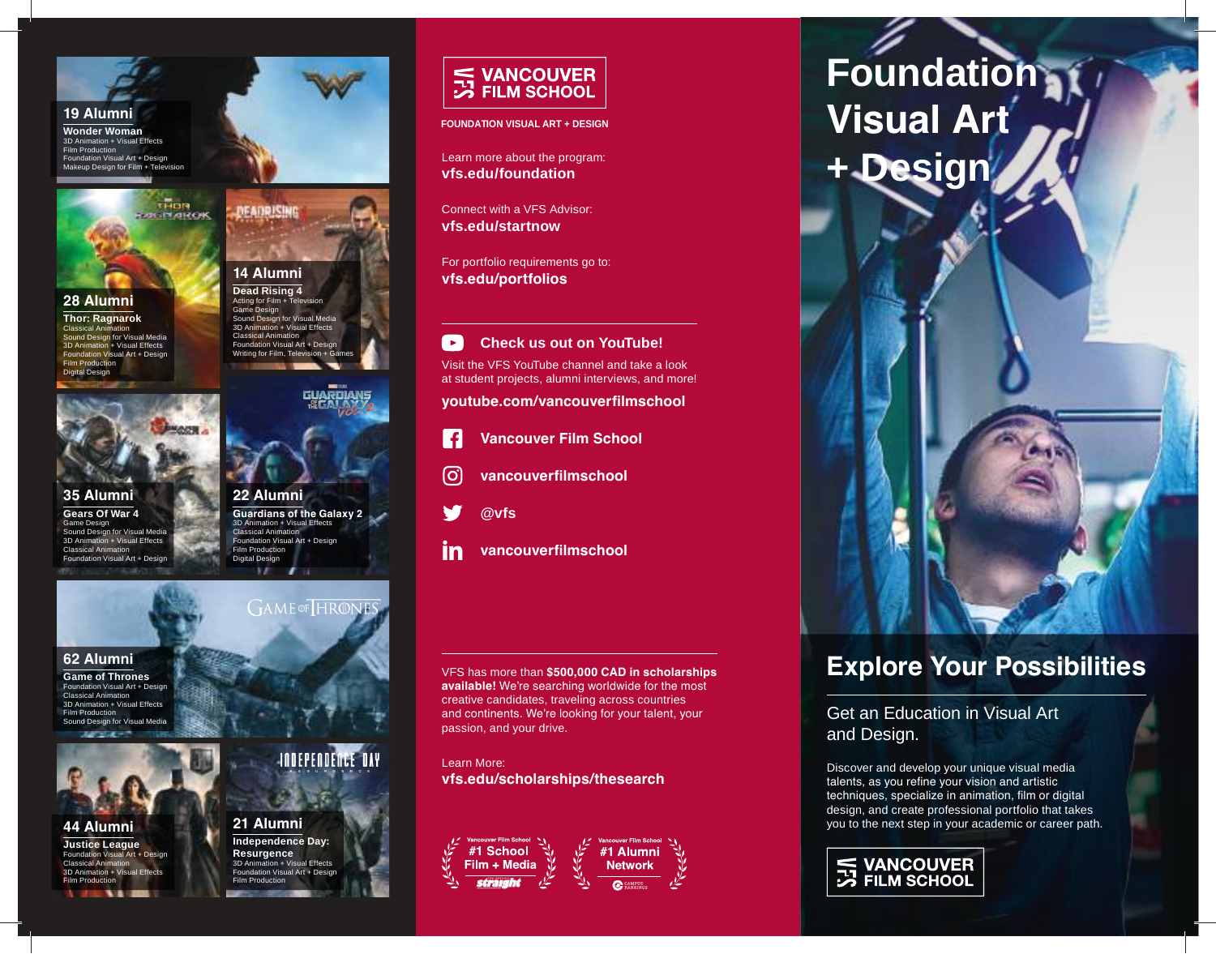## 19 Alumni

**Wonder Woman**
3D Animation + Visual Effects
Film Production
Foundation Visual Art + Design
Makeup Design for Film + Television

## 28 Alumni

**Thor: Ragnarok**
Classical Animation
Sound Design for Visual Media
3D Animation + Visual Effects
Foundation Visual Art + Design
Film Production
Digital Design

## 14 Alumni

**Dead Rising 4**
Acting for Film + Television
Game Design
Sound Design for Visual Media
3D Animation + Visual Effects
Classical Animation
Foundation Visual Art + Design
Writing for Film, Television + Games

## 35 Alumni

**Gears Of War 4**
Game Design
Sound Design for Visual Media
3D Animation + Visual Effects
Classical Animation
Foundation Visual Art + Design

## 22 Alumni

**Guardians of the Galaxy 2**
3D Animation + Visual Effects
Classical Animation
Foundation Visual Art + Design
Film Production
Digital Design

## 62 Alumni

**Game of Thrones**
Foundation Visual Art + Design
Classical Animation
3D Animation + Visual Effects
Film Production
Sound Design for Visual Media

## 44 Alumni

**Justice League**
Foundation Visual Art + Design
Classical Animation
3D Animation + Visual Effects
Film Production

## 21 Alumni

**Independence Day: Resurgence**
3D Animation + Visual Effects
Foundation Visual Art + Design
Film Production

---

**VANCOUVER FILM SCHOOL**

**FOUNDATION VISUAL ART + DESIGN**

Learn more about the program:
**vfs.edu/foundation**

Connect with a VFS Advisor:
**vfs.edu/startnow**

For portfolio requirements go to:
**vfs.edu/portfolios**

**Check us out on YouTube!**

Visit the VFS YouTube channel and take a look at student projects, alumni interviews, and more!

**youtube.com/vancouverfilmschool**

**Vancouver Film School**

**vancouverfilmschool**

**@vfs**

**vancouverfilmschool**

VFS has more than **$500,000 CAD in scholarships available!** We're searching worldwide for the most creative candidates, traveling across countries and continents. We're looking for your talent, your passion, and your drive.

Learn More:
**vfs.edu/scholarships/thesearch**

Vancouver Film School **#1 School Film + Media** — straight

Vancouver Film School **#1 Alumni Network** — Campus Rankings

---

# Foundation Visual Art + Design

## Explore Your Possibilities

Get an Education in Visual Art and Design.

Discover and develop your unique visual media talents, as you refine your vision and artistic techniques, specialize in animation, film or digital design, and create professional portfolio that takes you to the next step in your academic or career path.

**VANCOUVER FILM SCHOOL**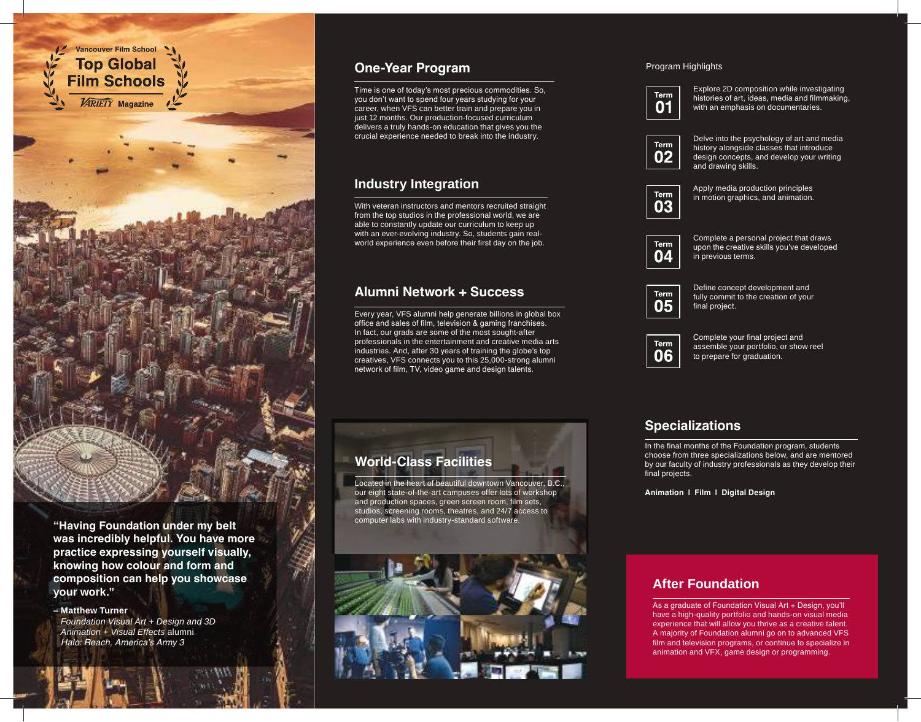Vancouver Film School

**Top Global Film Schools**

*VARIETY* Magazine

**"Having Foundation under my belt was incredibly helpful. You have more practice expressing yourself visually, knowing how colour and form and composition can help you showcase your work."**

**– Matthew Turner**
*Foundation Visual Art + Design and 3D Animation + Visual Effects* alumni
*Halo: Reach, America's Army 3*

## One-Year Program

Time is one of today's most precious commodities. So, you don't want to spend four years studying for your career, when VFS can better train and prepare you in just 12 months. Our production-focused curriculum delivers a truly hands-on education that gives you the crucial experience needed to break into the industry.

## Industry Integration

With veteran instructors and mentors recruited straight from the top studios in the professional world, we are able to constantly update our curriculum to keep up with an ever-evolving industry. So, students gain real-world experience even before their first day on the job.

## Alumni Network + Success

Every year, VFS alumni help generate billions in global box office and sales of film, television & gaming franchises. In fact, our grads are some of the most sought-after professionals in the entertainment and creative media arts industries. And, after 30 years of training the globe's top creatives, VFS connects you to this 25,000-strong alumni network of film, TV, video game and design talents.

## World-Class Facilities

Located in the heart of beautiful downtown Vancouver, B.C., our eight state-of-the-art campuses offer lots of workshop and production spaces, green screen room, film sets, studios, screening rooms, theatres, and 24/7 access to computer labs with industry-standard software.

### Program Highlights

**Term 01** – Explore 2D composition while investigating histories of art, ideas, media and filmmaking, with an emphasis on documentaries.

**Term 02** – Delve into the psychology of art and media history alongside classes that introduce design concepts, and develop your writing and drawing skills.

**Term 03** – Apply media production principles in motion graphics, and animation.

**Term 04** – Complete a personal project that draws upon the creative skills you've developed in previous terms.

**Term 05** – Define concept development and fully commit to the creation of your final project.

**Term 06** – Complete your final project and assemble your portfolio, or show reel to prepare for graduation.

## Specializations

In the final months of the Foundation program, students choose from three specializations below, and are mentored by our faculty of industry professionals as they develop their final projects.

**Animation I Film I Digital Design**

## After Foundation

As a graduate of Foundation Visual Art + Design, you'll have a high-quality portfolio and hands-on visual media experience that will allow you thrive as a creative talent. A majority of Foundation alumni go on to advanced VFS film and television programs, or continue to specialize in animation and VFX, game design or programming.